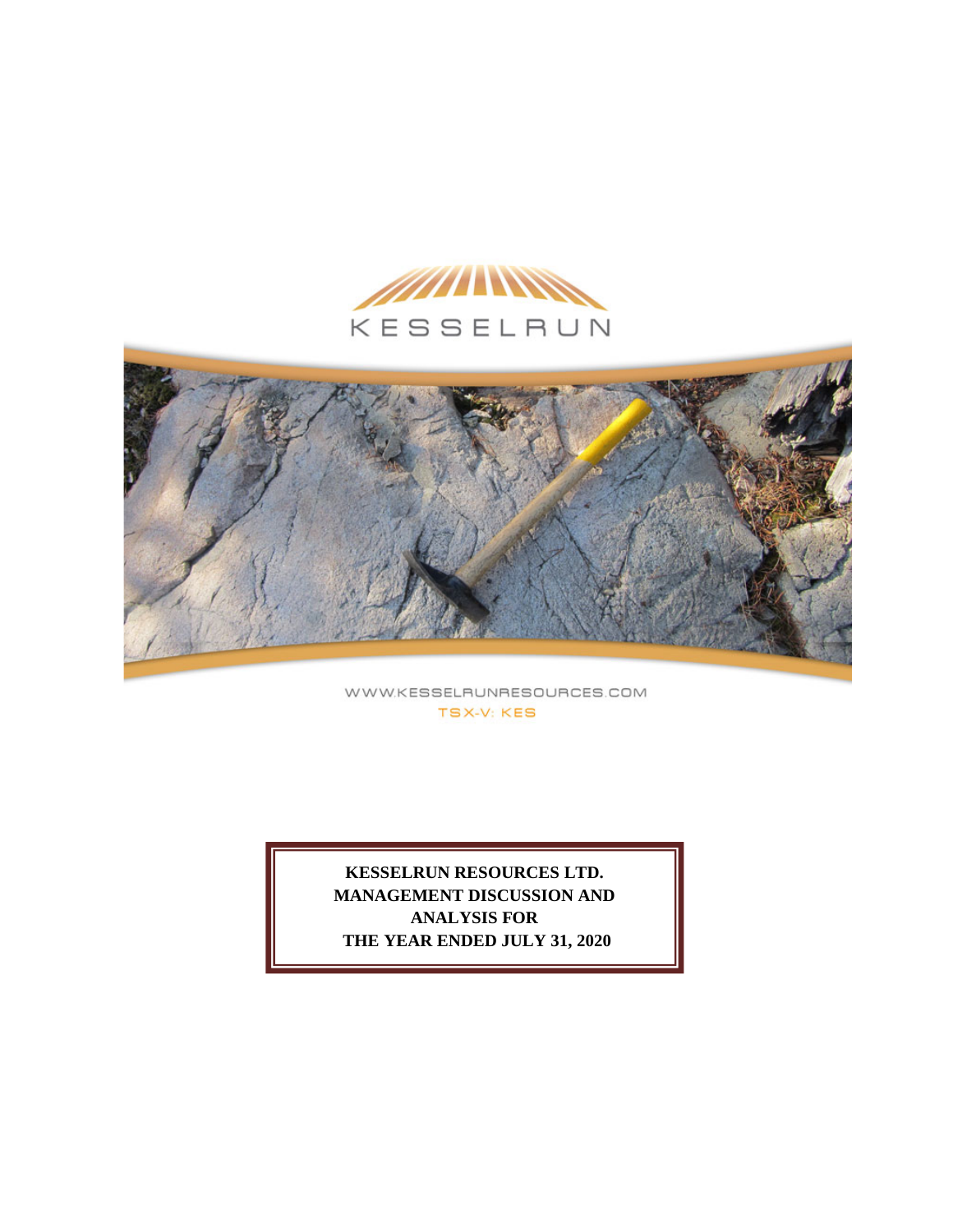KESSELRUN

WWW.KESSELRUNRESOURCES.COM

TSX-V: KES

**KESSELRUN RESOURCES LTD.**
**MANAGEMENT DISCUSSION AND ANALYSIS FOR**
**THE YEAR ENDED JULY 31, 2020**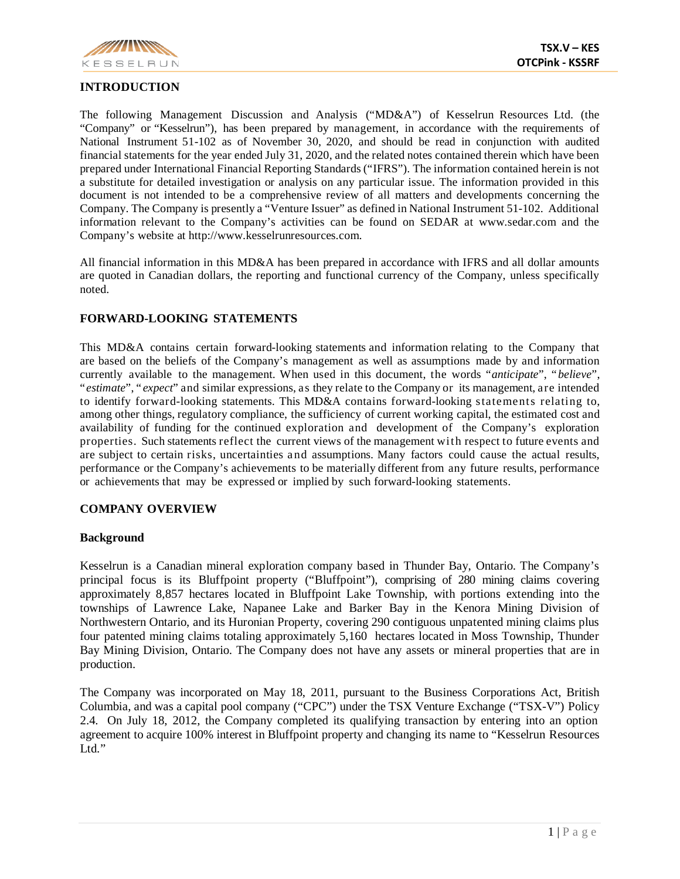## INTRODUCTION

The following Management Discussion and Analysis ("MD&A") of Kesselrun Resources Ltd. (the "Company" or "Kesselrun"), has been prepared by management, in accordance with the requirements of National Instrument 51-102 as of November 30, 2020, and should be read in conjunction with audited financial statements for the year ended July 31, 2020, and the related notes contained therein which have been prepared under International Financial Reporting Standards ("IFRS"). The information contained herein is not a substitute for detailed investigation or analysis on any particular issue. The information provided in this document is not intended to be a comprehensive review of all matters and developments concerning the Company. The Company is presently a "Venture Issuer" as defined in National Instrument 51-102. Additional information relevant to the Company's activities can be found on SEDAR at www.sedar.com and the Company's website at http://www.kesselrunresources.com.

All financial information in this MD&A has been prepared in accordance with IFRS and all dollar amounts are quoted in Canadian dollars, the reporting and functional currency of the Company, unless specifically noted.

## FORWARD-LOOKING STATEMENTS

This MD&A contains certain forward-looking statements and information relating to the Company that are based on the beliefs of the Company's management as well as assumptions made by and information currently available to the management. When used in this document, the words "*anticipate*", "*believe*", "*estimate*", "*expect*" and similar expressions, as they relate to the Company or its management, are intended to identify forward-looking statements. This MD&A contains forward-looking statements relating to, among other things, regulatory compliance, the sufficiency of current working capital, the estimated cost and availability of funding for the continued exploration and development of the Company's exploration properties. Such statements reflect the current views of the management with respect to future events and are subject to certain risks, uncertainties and assumptions. Many factors could cause the actual results, performance or the Company's achievements to be materially different from any future results, performance or achievements that may be expressed or implied by such forward-looking statements.

## COMPANY OVERVIEW

### Background

Kesselrun is a Canadian mineral exploration company based in Thunder Bay, Ontario. The Company's principal focus is its Bluffpoint property ("Bluffpoint"), comprising of 280 mining claims covering approximately 8,857 hectares located in Bluffpoint Lake Township, with portions extending into the townships of Lawrence Lake, Napanee Lake and Barker Bay in the Kenora Mining Division of Northwestern Ontario, and its Huronian Property, covering 290 contiguous unpatented mining claims plus four patented mining claims totaling approximately 5,160 hectares located in Moss Township, Thunder Bay Mining Division, Ontario. The Company does not have any assets or mineral properties that are in production.

The Company was incorporated on May 18, 2011, pursuant to the Business Corporations Act, British Columbia, and was a capital pool company ("CPC") under the TSX Venture Exchange ("TSX-V") Policy 2.4. On July 18, 2012, the Company completed its qualifying transaction by entering into an option agreement to acquire 100% interest in Bluffpoint property and changing its name to "Kesselrun Resources Ltd."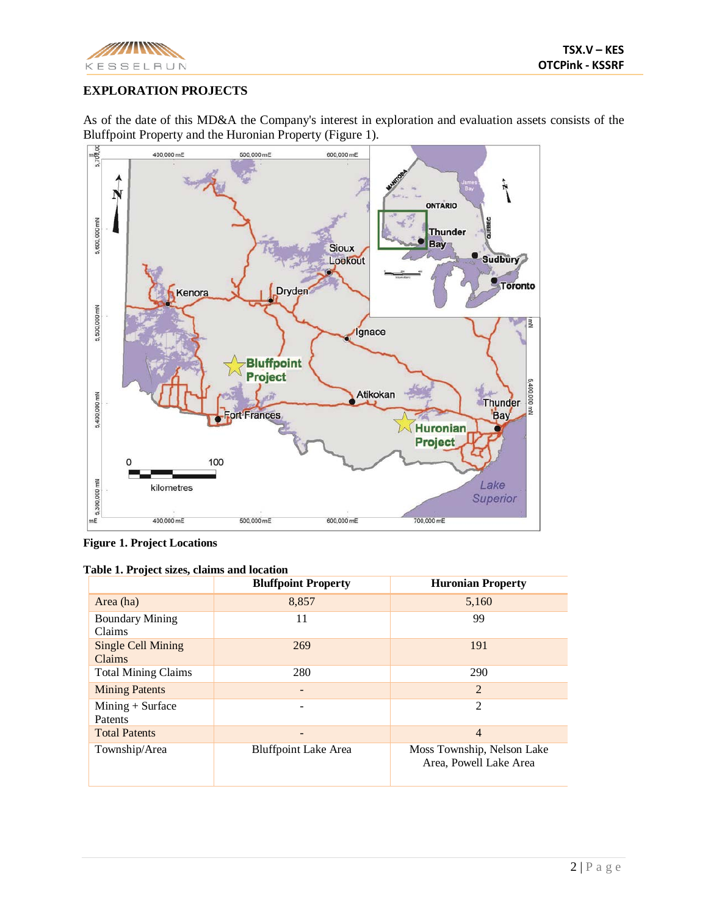## EXPLORATION PROJECTS

As of the date of this MD&A the Company's interest in exploration and evaluation assets consists of the Bluffpoint Property and the Huronian Property (Figure 1).

**Figure 1. Project Locations**

**Table 1. Project sizes, claims and location**

| | Bluffpoint Property | Huronian Property |
|---|---|---|
| Area (ha) | 8,857 | 5,160 |
| Boundary Mining Claims | 11 | 99 |
| Single Cell Mining Claims | 269 | 191 |
| Total Mining Claims | 280 | 290 |
| Mining Patents | - | 2 |
| Mining + Surface Patents | - | 2 |
| Total Patents | - | 4 |
| Township/Area | Bluffpoint Lake Area | Moss Township, Nelson Lake Area, Powell Lake Area |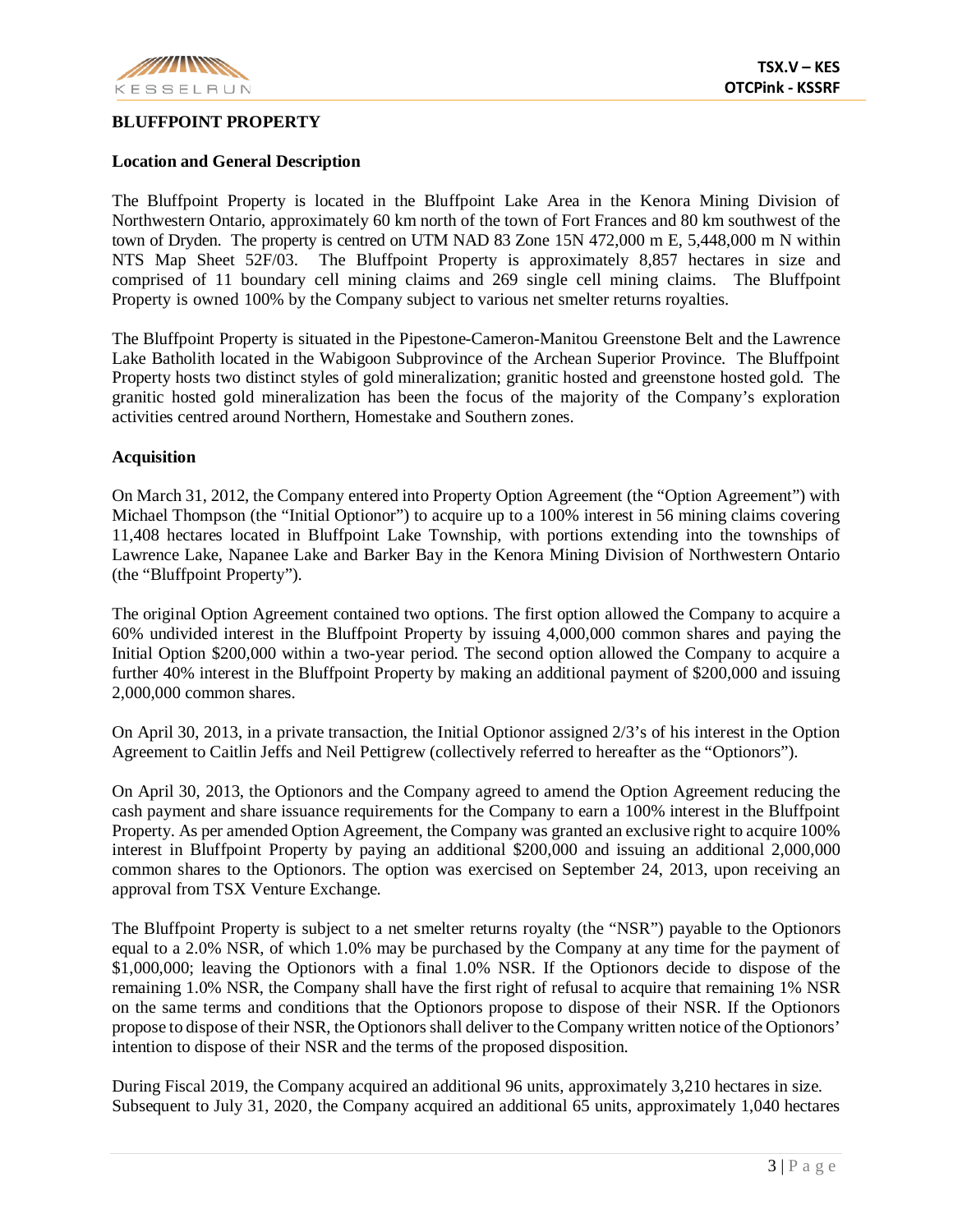## BLUFFPOINT PROPERTY

### Location and General Description

The Bluffpoint Property is located in the Bluffpoint Lake Area in the Kenora Mining Division of Northwestern Ontario, approximately 60 km north of the town of Fort Frances and 80 km southwest of the town of Dryden. The property is centred on UTM NAD 83 Zone 15N 472,000 m E, 5,448,000 m N within NTS Map Sheet 52F/03. The Bluffpoint Property is approximately 8,857 hectares in size and comprised of 11 boundary cell mining claims and 269 single cell mining claims. The Bluffpoint Property is owned 100% by the Company subject to various net smelter returns royalties.

The Bluffpoint Property is situated in the Pipestone-Cameron-Manitou Greenstone Belt and the Lawrence Lake Batholith located in the Wabigoon Subprovince of the Archean Superior Province. The Bluffpoint Property hosts two distinct styles of gold mineralization; granitic hosted and greenstone hosted gold. The granitic hosted gold mineralization has been the focus of the majority of the Company's exploration activities centred around Northern, Homestake and Southern zones.

### Acquisition

On March 31, 2012, the Company entered into Property Option Agreement (the "Option Agreement") with Michael Thompson (the "Initial Optionor") to acquire up to a 100% interest in 56 mining claims covering 11,408 hectares located in Bluffpoint Lake Township, with portions extending into the townships of Lawrence Lake, Napanee Lake and Barker Bay in the Kenora Mining Division of Northwestern Ontario (the "Bluffpoint Property").

The original Option Agreement contained two options. The first option allowed the Company to acquire a 60% undivided interest in the Bluffpoint Property by issuing 4,000,000 common shares and paying the Initial Option $200,000 within a two-year period. The second option allowed the Company to acquire a further 40% interest in the Bluffpoint Property by making an additional payment of $200,000 and issuing 2,000,000 common shares.

On April 30, 2013, in a private transaction, the Initial Optionor assigned 2/3's of his interest in the Option Agreement to Caitlin Jeffs and Neil Pettigrew (collectively referred to hereafter as the "Optionors").

On April 30, 2013, the Optionors and the Company agreed to amend the Option Agreement reducing the cash payment and share issuance requirements for the Company to earn a 100% interest in the Bluffpoint Property. As per amended Option Agreement, the Company was granted an exclusive right to acquire 100% interest in Bluffpoint Property by paying an additional $200,000 and issuing an additional 2,000,000 common shares to the Optionors. The option was exercised on September 24, 2013, upon receiving an approval from TSX Venture Exchange.

The Bluffpoint Property is subject to a net smelter returns royalty (the "NSR") payable to the Optionors equal to a 2.0% NSR, of which 1.0% may be purchased by the Company at any time for the payment of $1,000,000; leaving the Optionors with a final 1.0% NSR. If the Optionors decide to dispose of the remaining 1.0% NSR, the Company shall have the first right of refusal to acquire that remaining 1% NSR on the same terms and conditions that the Optionors propose to dispose of their NSR. If the Optionors propose to dispose of their NSR, the Optionors shall deliver to the Company written notice of the Optionors' intention to dispose of their NSR and the terms of the proposed disposition.

During Fiscal 2019, the Company acquired an additional 96 units, approximately 3,210 hectares in size. Subsequent to July 31, 2020, the Company acquired an additional 65 units, approximately 1,040 hectares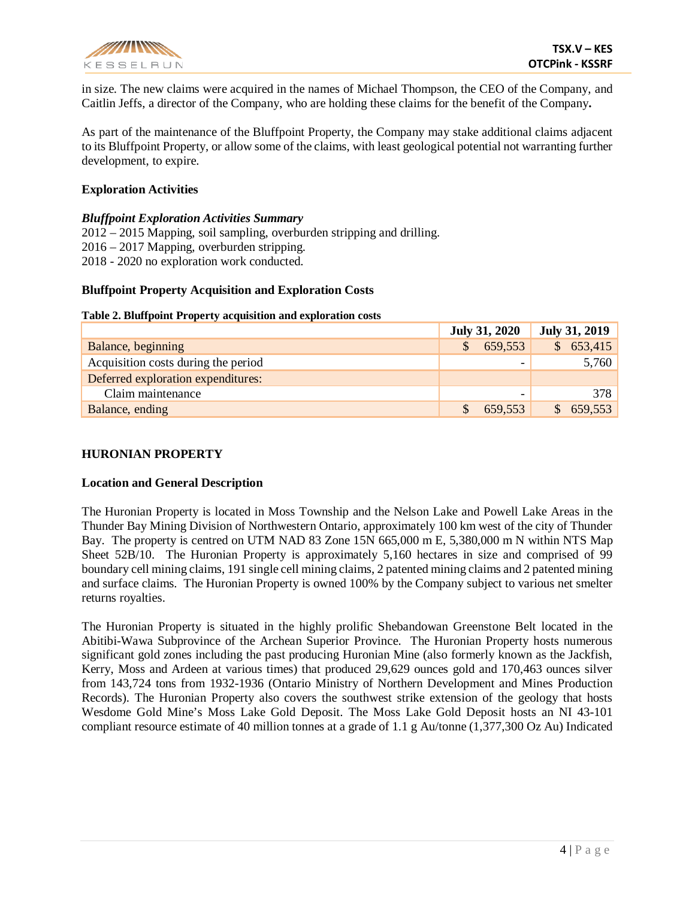in size. The new claims were acquired in the names of Michael Thompson, the CEO of the Company, and Caitlin Jeffs, a director of the Company, who are holding these claims for the benefit of the Company**.**

As part of the maintenance of the Bluffpoint Property, the Company may stake additional claims adjacent to its Bluffpoint Property, or allow some of the claims, with least geological potential not warranting further development, to expire.

### Exploration Activities

***Bluffpoint Exploration Activities Summary***

2012 – 2015 Mapping, soil sampling, overburden stripping and drilling.
2016 – 2017 Mapping, overburden stripping.
2018 - 2020 no exploration work conducted.

### Bluffpoint Property Acquisition and Exploration Costs

**Table 2. Bluffpoint Property acquisition and exploration costs**

| | July 31, 2020 | July 31, 2019 |
|---|---|---|
| Balance, beginning | $ 659,553 | $ 653,415 |
| Acquisition costs during the period | - | 5,760 |
| Deferred exploration expenditures: | | |
| Claim maintenance | - | 378 |
| Balance, ending | $ 659,553 | $ 659,553 |

## HURONIAN PROPERTY

### Location and General Description

The Huronian Property is located in Moss Township and the Nelson Lake and Powell Lake Areas in the Thunder Bay Mining Division of Northwestern Ontario, approximately 100 km west of the city of Thunder Bay. The property is centred on UTM NAD 83 Zone 15N 665,000 m E, 5,380,000 m N within NTS Map Sheet 52B/10. The Huronian Property is approximately 5,160 hectares in size and comprised of 99 boundary cell mining claims, 191 single cell mining claims, 2 patented mining claims and 2 patented mining and surface claims. The Huronian Property is owned 100% by the Company subject to various net smelter returns royalties.

The Huronian Property is situated in the highly prolific Shebandowan Greenstone Belt located in the Abitibi-Wawa Subprovince of the Archean Superior Province. The Huronian Property hosts numerous significant gold zones including the past producing Huronian Mine (also formerly known as the Jackfish, Kerry, Moss and Ardeen at various times) that produced 29,629 ounces gold and 170,463 ounces silver from 143,724 tons from 1932-1936 (Ontario Ministry of Northern Development and Mines Production Records). The Huronian Property also covers the southwest strike extension of the geology that hosts Wesdome Gold Mine's Moss Lake Gold Deposit. The Moss Lake Gold Deposit hosts an NI 43-101 compliant resource estimate of 40 million tonnes at a grade of 1.1 g Au/tonne (1,377,300 Oz Au) Indicated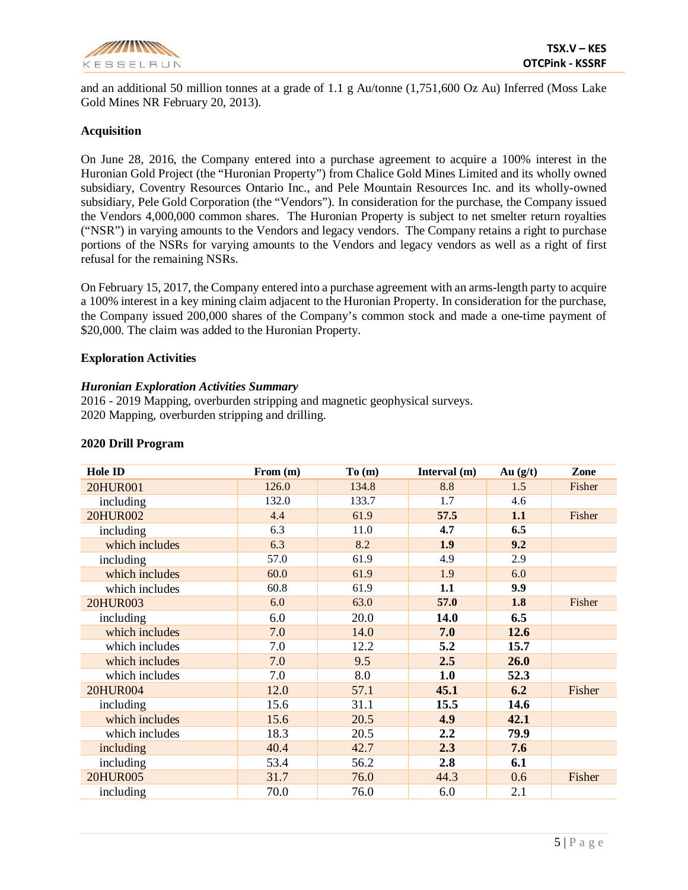and an additional 50 million tonnes at a grade of 1.1 g Au/tonne (1,751,600 Oz Au) Inferred (Moss Lake Gold Mines NR February 20, 2013).

**Acquisition**

On June 28, 2016, the Company entered into a purchase agreement to acquire a 100% interest in the Huronian Gold Project (the "Huronian Property") from Chalice Gold Mines Limited and its wholly owned subsidiary, Coventry Resources Ontario Inc., and Pele Mountain Resources Inc. and its wholly-owned subsidiary, Pele Gold Corporation (the "Vendors"). In consideration for the purchase, the Company issued the Vendors 4,000,000 common shares. The Huronian Property is subject to net smelter return royalties ("NSR") in varying amounts to the Vendors and legacy vendors. The Company retains a right to purchase portions of the NSRs for varying amounts to the Vendors and legacy vendors as well as a right of first refusal for the remaining NSRs.

On February 15, 2017, the Company entered into a purchase agreement with an arms-length party to acquire a 100% interest in a key mining claim adjacent to the Huronian Property. In consideration for the purchase, the Company issued 200,000 shares of the Company's common stock and made a one-time payment of $20,000. The claim was added to the Huronian Property.

**Exploration Activities**

***Huronian Exploration Activities Summary***

2016 - 2019 Mapping, overburden stripping and magnetic geophysical surveys.
2020 Mapping, overburden stripping and drilling.

**2020 Drill Program**

| Hole ID | From (m) | To (m) | Interval (m) | Au (g/t) | Zone |
|---|---|---|---|---|---|
| 20HUR001 | 126.0 | 134.8 | 8.8 | 1.5 | Fisher |
| including | 132.0 | 133.7 | 1.7 | 4.6 | |
| 20HUR002 | 4.4 | 61.9 | **57.5** | **1.1** | Fisher |
| including | 6.3 | 11.0 | **4.7** | **6.5** | |
| which includes | 6.3 | 8.2 | **1.9** | **9.2** | |
| including | 57.0 | 61.9 | 4.9 | 2.9 | |
| which includes | 60.0 | 61.9 | 1.9 | 6.0 | |
| which includes | 60.8 | 61.9 | **1.1** | **9.9** | |
| 20HUR003 | 6.0 | 63.0 | **57.0** | **1.8** | Fisher |
| including | 6.0 | 20.0 | **14.0** | **6.5** | |
| which includes | 7.0 | 14.0 | **7.0** | **12.6** | |
| which includes | 7.0 | 12.2 | **5.2** | **15.7** | |
| which includes | 7.0 | 9.5 | **2.5** | **26.0** | |
| which includes | 7.0 | 8.0 | **1.0** | **52.3** | |
| 20HUR004 | 12.0 | 57.1 | **45.1** | **6.2** | Fisher |
| including | 15.6 | 31.1 | **15.5** | **14.6** | |
| which includes | 15.6 | 20.5 | **4.9** | **42.1** | |
| which includes | 18.3 | 20.5 | **2.2** | **79.9** | |
| including | 40.4 | 42.7 | **2.3** | **7.6** | |
| including | 53.4 | 56.2 | **2.8** | **6.1** | |
| 20HUR005 | 31.7 | 76.0 | 44.3 | 0.6 | Fisher |
| including | 70.0 | 76.0 | 6.0 | 2.1 | |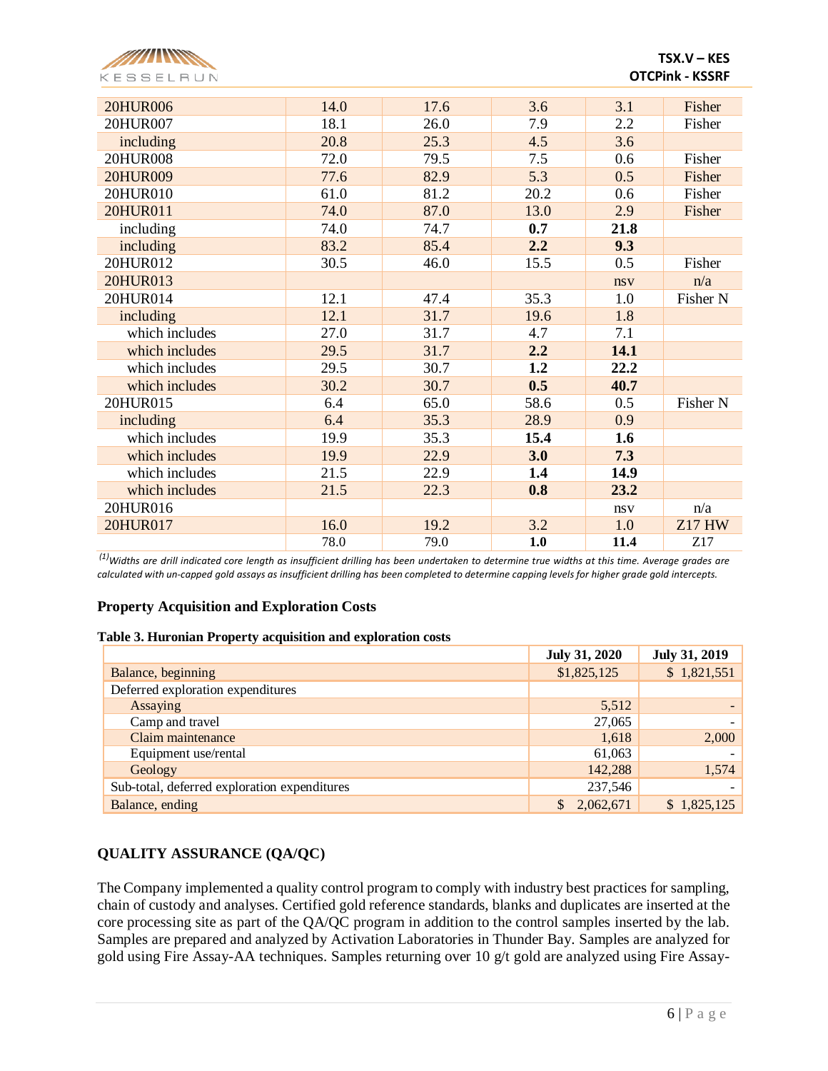| 20HUR006 | 14.0 | 17.6 | 3.6 | 3.1 | Fisher |
|---|---|---|---|---|---|
| 20HUR007 | 18.1 | 26.0 | 7.9 | 2.2 | Fisher |
| including | 20.8 | 25.3 | 4.5 | 3.6 | |
| 20HUR008 | 72.0 | 79.5 | 7.5 | 0.6 | Fisher |
| 20HUR009 | 77.6 | 82.9 | 5.3 | 0.5 | Fisher |
| 20HUR010 | 61.0 | 81.2 | 20.2 | 0.6 | Fisher |
| 20HUR011 | 74.0 | 87.0 | 13.0 | 2.9 | Fisher |
| including | 74.0 | 74.7 | **0.7** | **21.8** | |
| including | 83.2 | 85.4 | **2.2** | **9.3** | |
| 20HUR012 | 30.5 | 46.0 | 15.5 | 0.5 | Fisher |
| 20HUR013 | | | | nsv | n/a |
| 20HUR014 | 12.1 | 47.4 | 35.3 | 1.0 | Fisher N |
| including | 12.1 | 31.7 | 19.6 | 1.8 | |
| which includes | 27.0 | 31.7 | 4.7 | 7.1 | |
| which includes | 29.5 | 31.7 | **2.2** | **14.1** | |
| which includes | 29.5 | 30.7 | **1.2** | **22.2** | |
| which includes | 30.2 | 30.7 | **0.5** | **40.7** | |
| 20HUR015 | 6.4 | 65.0 | 58.6 | 0.5 | Fisher N |
| including | 6.4 | 35.3 | 28.9 | 0.9 | |
| which includes | 19.9 | 35.3 | **15.4** | **1.6** | |
| which includes | 19.9 | 22.9 | **3.0** | **7.3** | |
| which includes | 21.5 | 22.9 | **1.4** | **14.9** | |
| which includes | 21.5 | 22.3 | **0.8** | **23.2** | |
| 20HUR016 | | | | nsv | n/a |
| 20HUR017 | 16.0 | 19.2 | 3.2 | 1.0 | Z17 HW |
| | 78.0 | 79.0 | **1.0** | **11.4** | Z17 |

*(1)Widths are drill indicated core length as insufficient drilling has been undertaken to determine true widths at this time. Average grades are calculated with un-capped gold assays as insufficient drilling has been completed to determine capping levels for higher grade gold intercepts.*

**Property Acquisition and Exploration Costs**

**Table 3. Huronian Property acquisition and exploration costs**

| | July 31, 2020 | July 31, 2019 |
|---|---|---|
| Balance, beginning | $1,825,125 | $ 1,821,551 |
| Deferred exploration expenditures | | |
| Assaying | 5,512 | - |
| Camp and travel | 27,065 | - |
| Claim maintenance | 1,618 | 2,000 |
| Equipment use/rental | 61,063 | - |
| Geology | 142,288 | 1,574 |
| Sub-total, deferred exploration expenditures | 237,546 | - |
| Balance, ending | $ 2,062,671 | $ 1,825,125 |

## QUALITY ASSURANCE (QA/QC)

The Company implemented a quality control program to comply with industry best practices for sampling, chain of custody and analyses. Certified gold reference standards, blanks and duplicates are inserted at the core processing site as part of the QA/QC program in addition to the control samples inserted by the lab. Samples are prepared and analyzed by Activation Laboratories in Thunder Bay. Samples are analyzed for gold using Fire Assay-AA techniques. Samples returning over 10 g/t gold are analyzed using Fire Assay-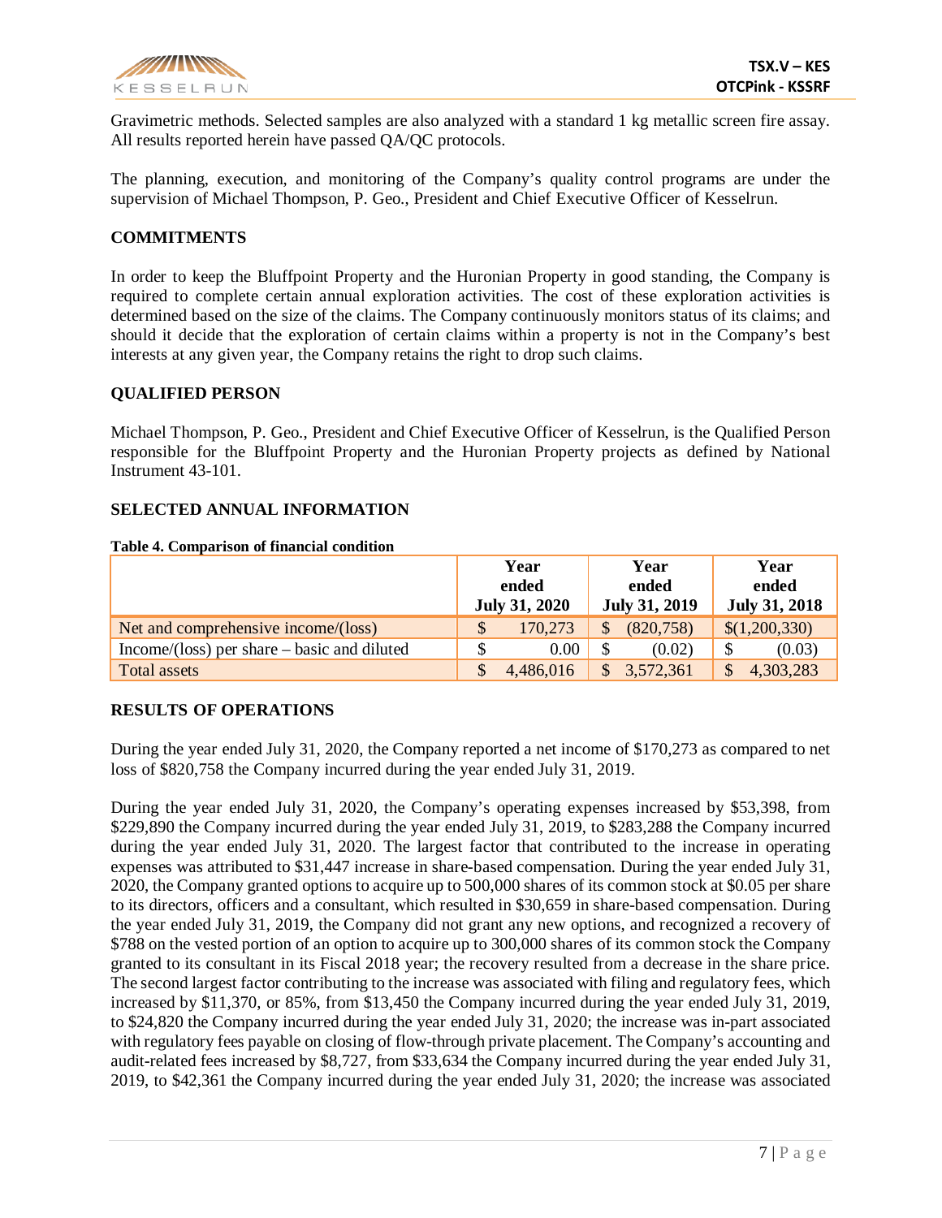Gravimetric methods. Selected samples are also analyzed with a standard 1 kg metallic screen fire assay. All results reported herein have passed QA/QC protocols.

The planning, execution, and monitoring of the Company's quality control programs are under the supervision of Michael Thompson, P. Geo., President and Chief Executive Officer of Kesselrun.

## COMMITMENTS

In order to keep the Bluffpoint Property and the Huronian Property in good standing, the Company is required to complete certain annual exploration activities. The cost of these exploration activities is determined based on the size of the claims. The Company continuously monitors status of its claims; and should it decide that the exploration of certain claims within a property is not in the Company's best interests at any given year, the Company retains the right to drop such claims.

## QUALIFIED PERSON

Michael Thompson, P. Geo., President and Chief Executive Officer of Kesselrun, is the Qualified Person responsible for the Bluffpoint Property and the Huronian Property projects as defined by National Instrument 43-101.

## SELECTED ANNUAL INFORMATION

**Table 4. Comparison of financial condition**

| | Year ended July 31, 2020 | Year ended July 31, 2019 | Year ended July 31, 2018 |
|---|---|---|---|
| Net and comprehensive income/(loss) | $ 170,273 | $ (820,758) | $(1,200,330) |
| Income/(loss) per share – basic and diluted | $ 0.00 | $ (0.02) | $ (0.03) |
| Total assets | $ 4,486,016 | $ 3,572,361 | $ 4,303,283 |

## RESULTS OF OPERATIONS

During the year ended July 31, 2020, the Company reported a net income of $170,273 as compared to net loss of $820,758 the Company incurred during the year ended July 31, 2019.

During the year ended July 31, 2020, the Company's operating expenses increased by $53,398, from $229,890 the Company incurred during the year ended July 31, 2019, to $283,288 the Company incurred during the year ended July 31, 2020. The largest factor that contributed to the increase in operating expenses was attributed to $31,447 increase in share-based compensation. During the year ended July 31, 2020, the Company granted options to acquire up to 500,000 shares of its common stock at $0.05 per share to its directors, officers and a consultant, which resulted in $30,659 in share-based compensation. During the year ended July 31, 2019, the Company did not grant any new options, and recognized a recovery of $788 on the vested portion of an option to acquire up to 300,000 shares of its common stock the Company granted to its consultant in its Fiscal 2018 year; the recovery resulted from a decrease in the share price. The second largest factor contributing to the increase was associated with filing and regulatory fees, which increased by $11,370, or 85%, from $13,450 the Company incurred during the year ended July 31, 2019, to $24,820 the Company incurred during the year ended July 31, 2020; the increase was in-part associated with regulatory fees payable on closing of flow-through private placement. The Company's accounting and audit-related fees increased by $8,727, from $33,634 the Company incurred during the year ended July 31, 2019, to $42,361 the Company incurred during the year ended July 31, 2020; the increase was associated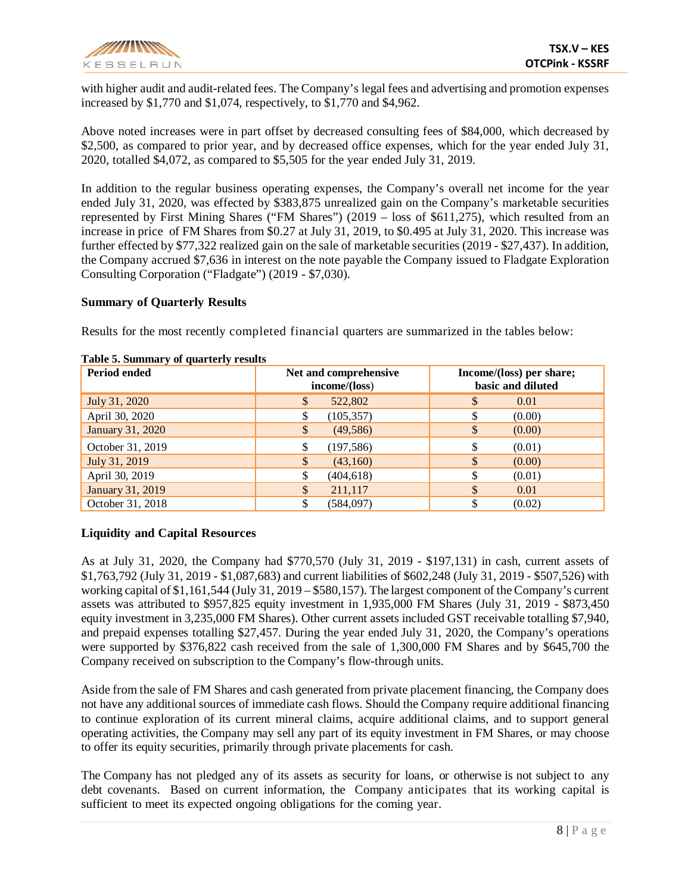with higher audit and audit-related fees. The Company's legal fees and advertising and promotion expenses increased by $1,770 and $1,074, respectively, to $1,770 and $4,962.

Above noted increases were in part offset by decreased consulting fees of $84,000, which decreased by $2,500, as compared to prior year, and by decreased office expenses, which for the year ended July 31, 2020, totalled $4,072, as compared to $5,505 for the year ended July 31, 2019.

In addition to the regular business operating expenses, the Company's overall net income for the year ended July 31, 2020, was effected by $383,875 unrealized gain on the Company's marketable securities represented by First Mining Shares ("FM Shares") (2019 – loss of $611,275), which resulted from an increase in price of FM Shares from $0.27 at July 31, 2019, to $0.495 at July 31, 2020. This increase was further effected by $77,322 realized gain on the sale of marketable securities (2019 - $27,437). In addition, the Company accrued $7,636 in interest on the note payable the Company issued to Fladgate Exploration Consulting Corporation ("Fladgate") (2019 - $7,030).

### Summary of Quarterly Results

Results for the most recently completed financial quarters are summarized in the tables below:

**Table 5. Summary of quarterly results**

| Period ended | Net and comprehensive income/(loss) | Income/(loss) per share; basic and diluted |
|---|---|---|
| July 31, 2020 | $ 522,802 | $ 0.01 |
| April 30, 2020 | $ (105,357) | $ (0.00) |
| January 31, 2020 | $ (49,586) | $ (0.00) |
| October 31, 2019 | $ (197,586) | $ (0.01) |
| July 31, 2019 | $ (43,160) | $ (0.00) |
| April 30, 2019 | $ (404,618) | $ (0.01) |
| January 31, 2019 | $ 211,117 | $ 0.01 |
| October 31, 2018 | $ (584,097) | $ (0.02) |

### Liquidity and Capital Resources

As at July 31, 2020, the Company had $770,570 (July 31, 2019 - $197,131) in cash, current assets of $1,763,792 (July 31, 2019 - $1,087,683) and current liabilities of $602,248 (July 31, 2019 - $507,526) with working capital of $1,161,544 (July 31, 2019 – $580,157). The largest component of the Company's current assets was attributed to $957,825 equity investment in 1,935,000 FM Shares (July 31, 2019 - $873,450 equity investment in 3,235,000 FM Shares). Other current assets included GST receivable totalling $7,940, and prepaid expenses totalling $27,457. During the year ended July 31, 2020, the Company's operations were supported by $376,822 cash received from the sale of 1,300,000 FM Shares and by $645,700 the Company received on subscription to the Company's flow-through units.

Aside from the sale of FM Shares and cash generated from private placement financing, the Company does not have any additional sources of immediate cash flows. Should the Company require additional financing to continue exploration of its current mineral claims, acquire additional claims, and to support general operating activities, the Company may sell any part of its equity investment in FM Shares, or may choose to offer its equity securities, primarily through private placements for cash.

The Company has not pledged any of its assets as security for loans, or otherwise is not subject to any debt covenants. Based on current information, the Company anticipates that its working capital is sufficient to meet its expected ongoing obligations for the coming year.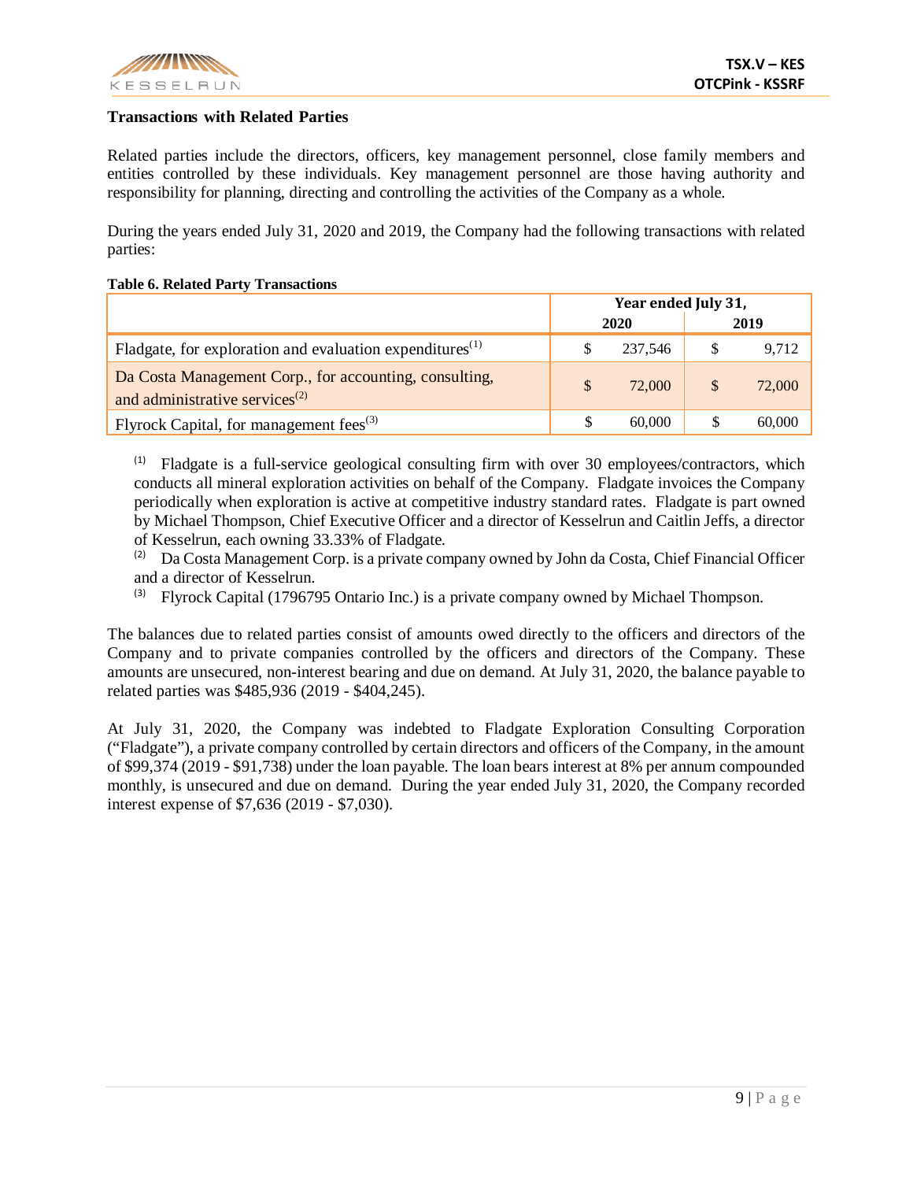### Transactions with Related Parties

Related parties include the directors, officers, key management personnel, close family members and entities controlled by these individuals. Key management personnel are those having authority and responsibility for planning, directing and controlling the activities of the Company as a whole.

During the years ended July 31, 2020 and 2019, the Company had the following transactions with related parties:

**Table 6. Related Party Transactions**

| | Year ended July 31, | |
|---|---|---|
| | 2020 | 2019 |
| Fladgate, for exploration and evaluation expenditures[(1)] | $ 237,546 | $ 9,712 |
| Da Costa Management Corp., for accounting, consulting, and administrative services[(2)] | $ 72,000 | $ 72,000 |
| Flyrock Capital, for management fees[(3)] | $ 60,000 | $ 60,000 |

[(1)] Fladgate is a full-service geological consulting firm with over 30 employees/contractors, which conducts all mineral exploration activities on behalf of the Company. Fladgate invoices the Company periodically when exploration is active at competitive industry standard rates. Fladgate is part owned by Michael Thompson, Chief Executive Officer and a director of Kesselrun and Caitlin Jeffs, a director of Kesselrun, each owning 33.33% of Fladgate.
[(2)] Da Costa Management Corp. is a private company owned by John da Costa, Chief Financial Officer and a director of Kesselrun.
[(3)] Flyrock Capital (1796795 Ontario Inc.) is a private company owned by Michael Thompson.

The balances due to related parties consist of amounts owed directly to the officers and directors of the Company and to private companies controlled by the officers and directors of the Company. These amounts are unsecured, non-interest bearing and due on demand. At July 31, 2020, the balance payable to related parties was $485,936 (2019 - $404,245).

At July 31, 2020, the Company was indebted to Fladgate Exploration Consulting Corporation ("Fladgate"), a private company controlled by certain directors and officers of the Company, in the amount of $99,374 (2019 - $91,738) under the loan payable. The loan bears interest at 8% per annum compounded monthly, is unsecured and due on demand. During the year ended July 31, 2020, the Company recorded interest expense of $7,636 (2019 - $7,030).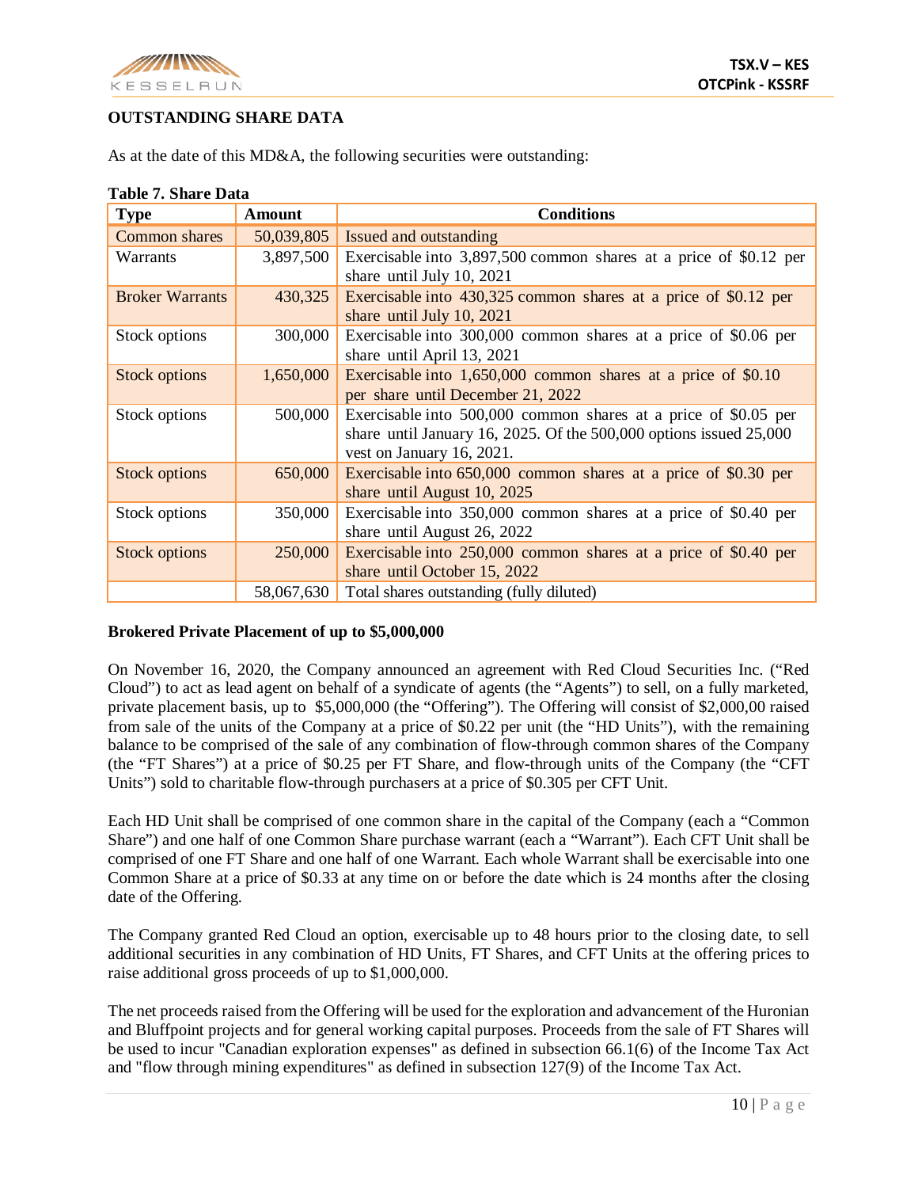## OUTSTANDING SHARE DATA

As at the date of this MD&A, the following securities were outstanding:

**Table 7. Share Data**

| Type | Amount | Conditions |
|---|---|---|
| Common shares | 50,039,805 | Issued and outstanding |
| Warrants | 3,897,500 | Exercisable into 3,897,500 common shares at a price of $0.12 per share until July 10, 2021 |
| Broker Warrants | 430,325 | Exercisable into 430,325 common shares at a price of $0.12 per share until July 10, 2021 |
| Stock options | 300,000 | Exercisable into 300,000 common shares at a price of $0.06 per share until April 13, 2021 |
| Stock options | 1,650,000 | Exercisable into 1,650,000 common shares at a price of $0.10 per share until December 21, 2022 |
| Stock options | 500,000 | Exercisable into 500,000 common shares at a price of $0.05 per share until January 16, 2025. Of the 500,000 options issued 25,000 vest on January 16, 2021. |
| Stock options | 650,000 | Exercisable into 650,000 common shares at a price of $0.30 per share until August 10, 2025 |
| Stock options | 350,000 | Exercisable into 350,000 common shares at a price of $0.40 per share until August 26, 2022 |
| Stock options | 250,000 | Exercisable into 250,000 common shares at a price of $0.40 per share until October 15, 2022 |
| | 58,067,630 | Total shares outstanding (fully diluted) |

### Brokered Private Placement of up to $5,000,000

On November 16, 2020, the Company announced an agreement with Red Cloud Securities Inc. ("Red Cloud") to act as lead agent on behalf of a syndicate of agents (the "Agents") to sell, on a fully marketed, private placement basis, up to $5,000,000 (the "Offering"). The Offering will consist of $2,000,00 raised from sale of the units of the Company at a price of $0.22 per unit (the "HD Units"), with the remaining balance to be comprised of the sale of any combination of flow-through common shares of the Company (the "FT Shares") at a price of $0.25 per FT Share, and flow-through units of the Company (the "CFT Units") sold to charitable flow-through purchasers at a price of $0.305 per CFT Unit.

Each HD Unit shall be comprised of one common share in the capital of the Company (each a "Common Share") and one half of one Common Share purchase warrant (each a "Warrant"). Each CFT Unit shall be comprised of one FT Share and one half of one Warrant. Each whole Warrant shall be exercisable into one Common Share at a price of $0.33 at any time on or before the date which is 24 months after the closing date of the Offering.

The Company granted Red Cloud an option, exercisable up to 48 hours prior to the closing date, to sell additional securities in any combination of HD Units, FT Shares, and CFT Units at the offering prices to raise additional gross proceeds of up to $1,000,000.

The net proceeds raised from the Offering will be used for the exploration and advancement of the Huronian and Bluffpoint projects and for general working capital purposes. Proceeds from the sale of FT Shares will be used to incur "Canadian exploration expenses" as defined in subsection 66.1(6) of the Income Tax Act and "flow through mining expenditures" as defined in subsection 127(9) of the Income Tax Act.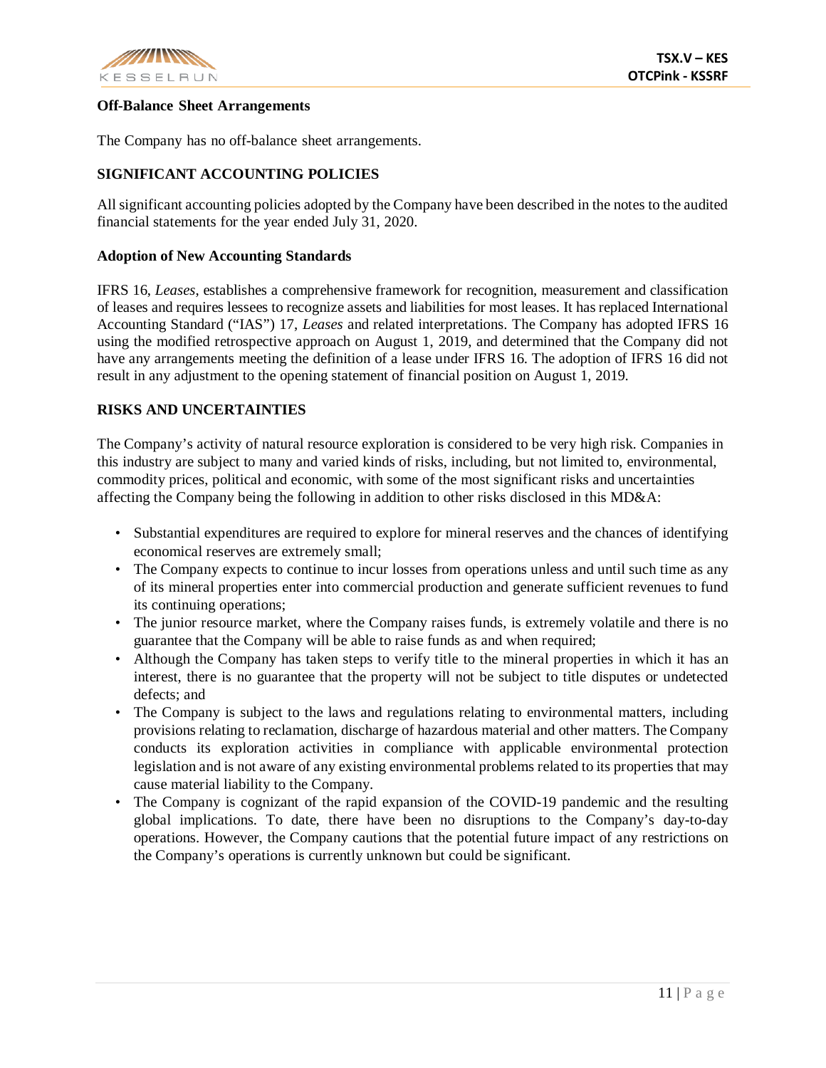### Off-Balance Sheet Arrangements

The Company has no off-balance sheet arrangements.

## SIGNIFICANT ACCOUNTING POLICIES

All significant accounting policies adopted by the Company have been described in the notes to the audited financial statements for the year ended July 31, 2020.

### Adoption of New Accounting Standards

IFRS 16, *Leases*, establishes a comprehensive framework for recognition, measurement and classification of leases and requires lessees to recognize assets and liabilities for most leases. It has replaced International Accounting Standard ("IAS") 17, *Leases* and related interpretations. The Company has adopted IFRS 16 using the modified retrospective approach on August 1, 2019, and determined that the Company did not have any arrangements meeting the definition of a lease under IFRS 16. The adoption of IFRS 16 did not result in any adjustment to the opening statement of financial position on August 1, 2019.

## RISKS AND UNCERTAINTIES

The Company's activity of natural resource exploration is considered to be very high risk. Companies in this industry are subject to many and varied kinds of risks, including, but not limited to, environmental, commodity prices, political and economic, with some of the most significant risks and uncertainties affecting the Company being the following in addition to other risks disclosed in this MD&A:

- Substantial expenditures are required to explore for mineral reserves and the chances of identifying economical reserves are extremely small;
- The Company expects to continue to incur losses from operations unless and until such time as any of its mineral properties enter into commercial production and generate sufficient revenues to fund its continuing operations;
- The junior resource market, where the Company raises funds, is extremely volatile and there is no guarantee that the Company will be able to raise funds as and when required;
- Although the Company has taken steps to verify title to the mineral properties in which it has an interest, there is no guarantee that the property will not be subject to title disputes or undetected defects; and
- The Company is subject to the laws and regulations relating to environmental matters, including provisions relating to reclamation, discharge of hazardous material and other matters. The Company conducts its exploration activities in compliance with applicable environmental protection legislation and is not aware of any existing environmental problems related to its properties that may cause material liability to the Company.
- The Company is cognizant of the rapid expansion of the COVID-19 pandemic and the resulting global implications. To date, there have been no disruptions to the Company's day-to-day operations. However, the Company cautions that the potential future impact of any restrictions on the Company's operations is currently unknown but could be significant.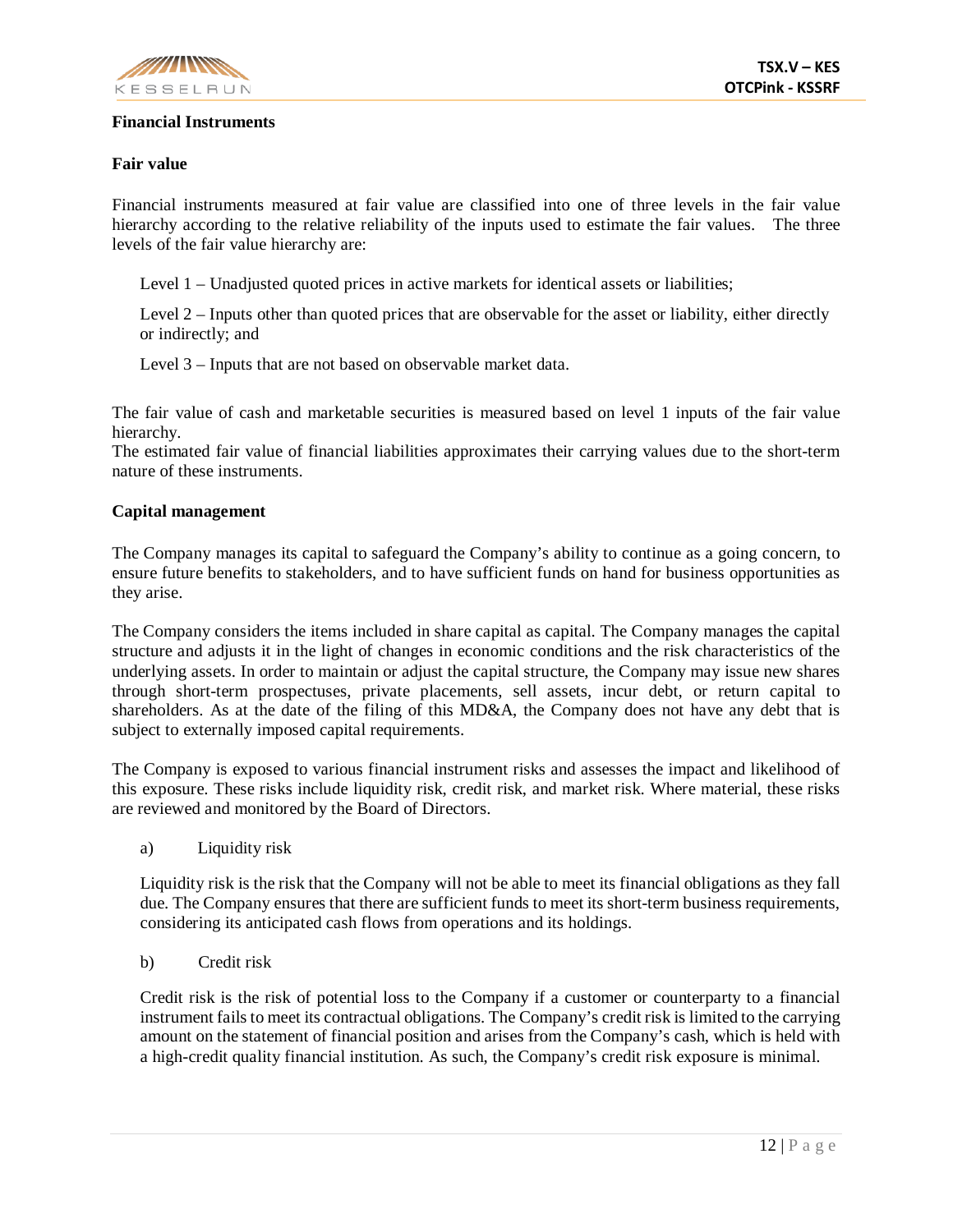## Financial Instruments

### Fair value

Financial instruments measured at fair value are classified into one of three levels in the fair value hierarchy according to the relative reliability of the inputs used to estimate the fair values. The three levels of the fair value hierarchy are:

Level 1 – Unadjusted quoted prices in active markets for identical assets or liabilities;

Level 2 – Inputs other than quoted prices that are observable for the asset or liability, either directly or indirectly; and

Level 3 – Inputs that are not based on observable market data.

The fair value of cash and marketable securities is measured based on level 1 inputs of the fair value hierarchy.
The estimated fair value of financial liabilities approximates their carrying values due to the short-term nature of these instruments.

### Capital management

The Company manages its capital to safeguard the Company's ability to continue as a going concern, to ensure future benefits to stakeholders, and to have sufficient funds on hand for business opportunities as they arise.

The Company considers the items included in share capital as capital. The Company manages the capital structure and adjusts it in the light of changes in economic conditions and the risk characteristics of the underlying assets. In order to maintain or adjust the capital structure, the Company may issue new shares through short-term prospectuses, private placements, sell assets, incur debt, or return capital to shareholders. As at the date of the filing of this MD&A, the Company does not have any debt that is subject to externally imposed capital requirements.

The Company is exposed to various financial instrument risks and assesses the impact and likelihood of this exposure. These risks include liquidity risk, credit risk, and market risk. Where material, these risks are reviewed and monitored by the Board of Directors.

a) Liquidity risk

Liquidity risk is the risk that the Company will not be able to meet its financial obligations as they fall due. The Company ensures that there are sufficient funds to meet its short-term business requirements, considering its anticipated cash flows from operations and its holdings.

b) Credit risk

Credit risk is the risk of potential loss to the Company if a customer or counterparty to a financial instrument fails to meet its contractual obligations. The Company's credit risk is limited to the carrying amount on the statement of financial position and arises from the Company's cash, which is held with a high-credit quality financial institution. As such, the Company's credit risk exposure is minimal.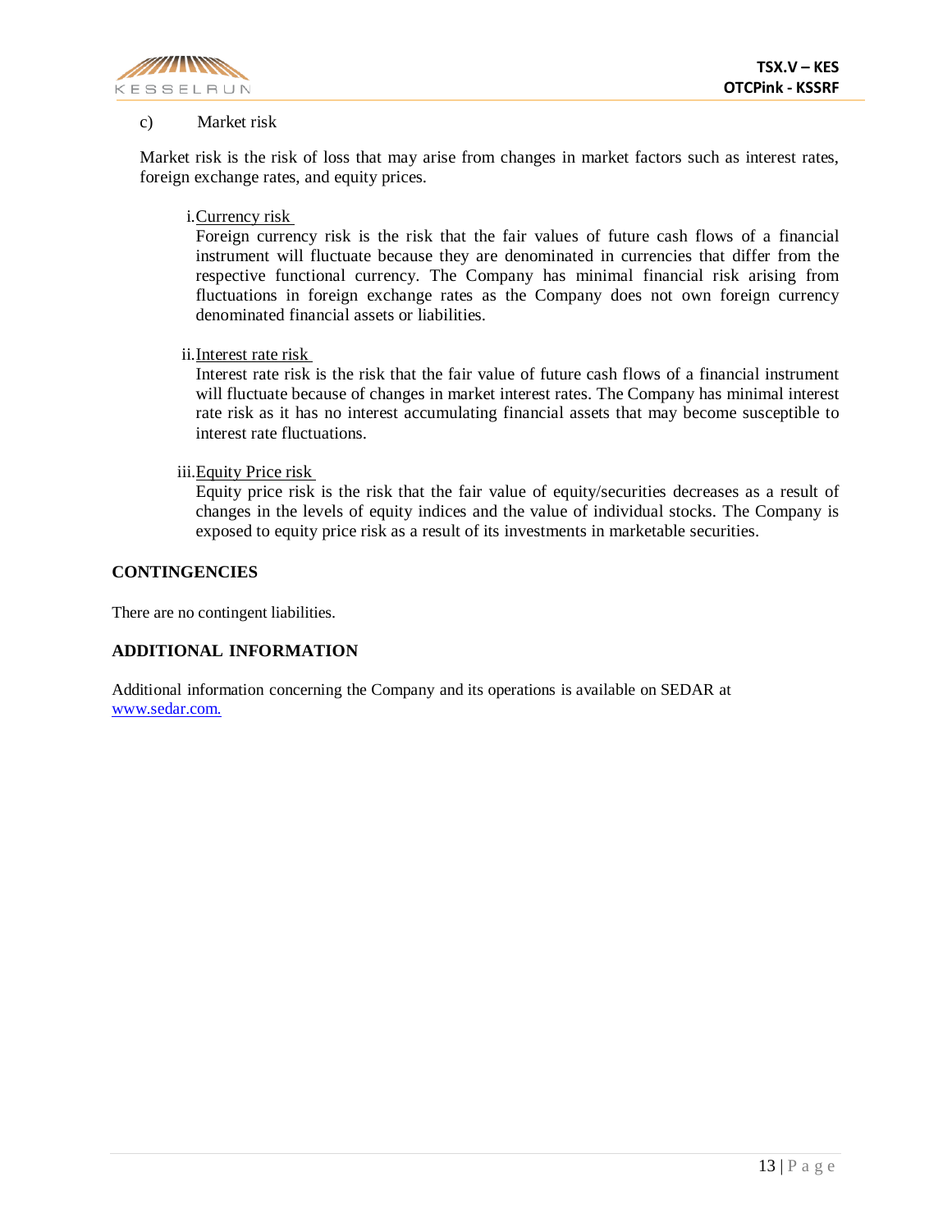c) Market risk

Market risk is the risk of loss that may arise from changes in market factors such as interest rates, foreign exchange rates, and equity prices.

i. Currency risk

Foreign currency risk is the risk that the fair values of future cash flows of a financial instrument will fluctuate because they are denominated in currencies that differ from the respective functional currency. The Company has minimal financial risk arising from fluctuations in foreign exchange rates as the Company does not own foreign currency denominated financial assets or liabilities.

ii. Interest rate risk

Interest rate risk is the risk that the fair value of future cash flows of a financial instrument will fluctuate because of changes in market interest rates. The Company has minimal interest rate risk as it has no interest accumulating financial assets that may become susceptible to interest rate fluctuations.

iii. Equity Price risk

Equity price risk is the risk that the fair value of equity/securities decreases as a result of changes in the levels of equity indices and the value of individual stocks. The Company is exposed to equity price risk as a result of its investments in marketable securities.

## CONTINGENCIES

There are no contingent liabilities.

## ADDITIONAL INFORMATION

Additional information concerning the Company and its operations is available on SEDAR at www.sedar.com.